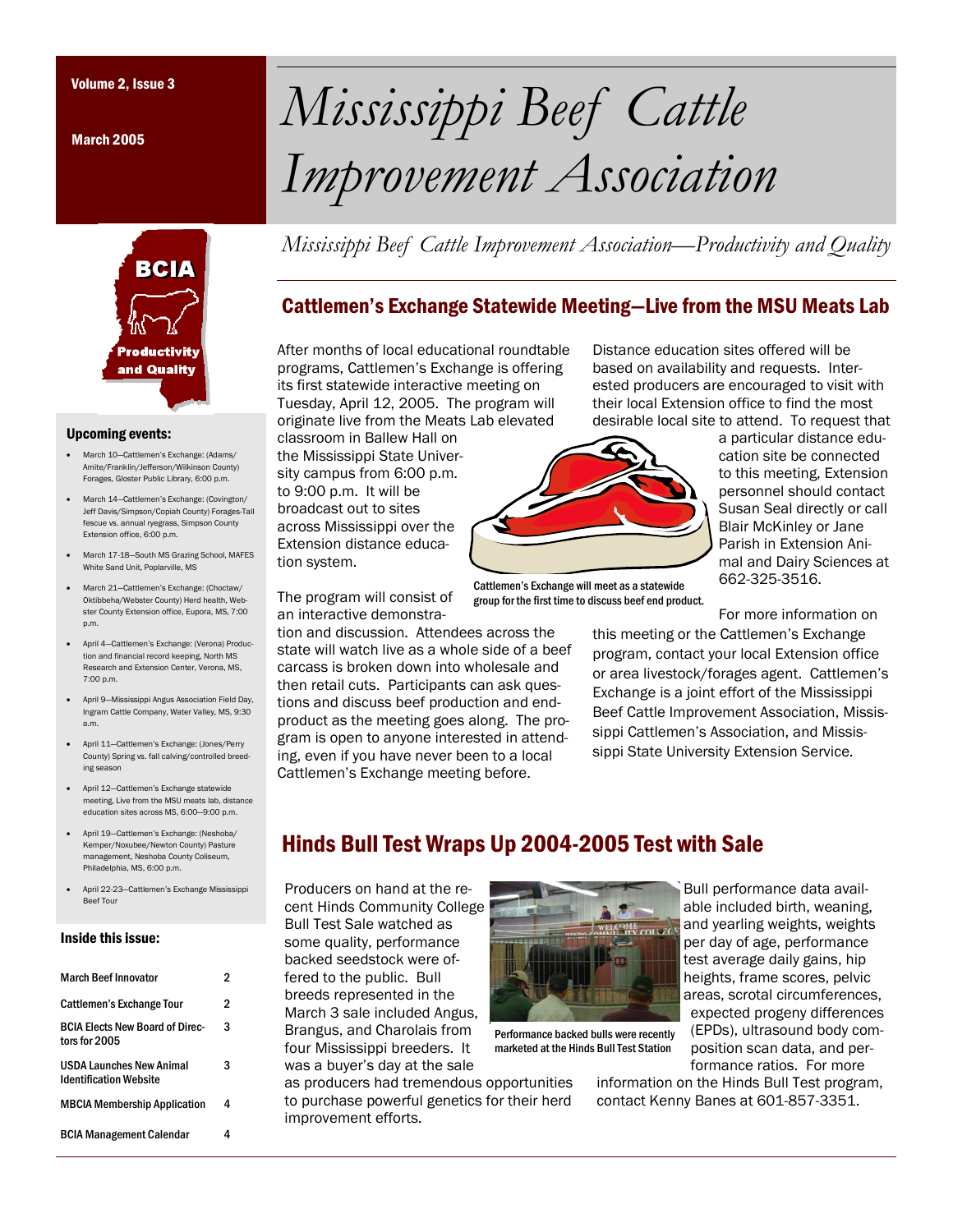Volume 2, Issue 3

March 2005

# *Mississippi Beef Cattle Improvement Association*

*Mississippi Beef Cattle Improvement Association—Productivity and Quality*

BCIA

Productivity and Quality

## Cattlemen's Exchange Statewide Meeting—Live from the MSU Meats Lab

After months of local educational roundtable programs, Cattlemen's Exchange is offering its first statewide interactive meeting on Tuesday, April 12, 2005. The program will originate live from the Meats Lab elevated classroom in Ballew Hall on the Mississippi State University campus from 6:00 p.m. to 9:00 p.m. It will be broadcast out to sites across Mississippi over the Extension distance education system.

The program will consist of an interactive demonstration and discussion. Attendees across the state will watch live as a whole side of a beef carcass is broken down into wholesale and then retail cuts. Participants can ask questions and discuss beef production and end-product as the meeting goes along. The program is open to anyone interested in attending, even if you have never been to a local Cattlemen's Exchange meeting before.

Cattlemen's Exchange will meet as a statewide group for the first time to discuss beef end product.

Distance education sites offered will be based on availability and requests. Interested producers are encouraged to visit with their local Extension office to find the most desirable local site to attend. To request that a particular distance education site be connected to this meeting, Extension personnel should contact Susan Seal directly or call Blair McKinley or Jane Parish in Extension Animal and Dairy Sciences at 662-325-3516.

For more information on this meeting or the Cattlemen's Exchange program, contact your local Extension office or area livestock/forages agent. Cattlemen's Exchange is a joint effort of the Mississippi Beef Cattle Improvement Association, Mississippi Cattlemen's Association, and Mississippi State University Extension Service.

## Hinds Bull Test Wraps Up 2004-2005 Test with Sale

Producers on hand at the recent Hinds Community College Bull Test Sale watched as some quality, performance backed seedstock were offered to the public. Bull breeds represented in the March 3 sale included Angus, Brangus, and Charolais from four Mississippi breeders. It was a buyer's day at the sale as producers had tremendous opportunities to purchase powerful genetics for their herd improvement efforts.

Performance backed bulls were recently marketed at the Hinds Bull Test Station

Bull performance data available included birth, weaning, and yearling weights, weights per day of age, performance test average daily gains, hip heights, frame scores, pelvic areas, scrotal circumferences, expected progeny differences (EPDs), ultrasound body composition scan data, and performance ratios. For more information on the Hinds Bull Test program, contact Kenny Banes at 601-857-3351.

### Upcoming events:

- March 10—Cattlemen's Exchange: (Adams/Amite/Franklin/Jefferson/Wilkinson County) Forages, Gloster Public Library, 6:00 p.m.
- March 14—Cattlemen's Exchange: (Covington/Jeff Davis/Simpson/Copiah County) Forages-Tall fescue vs. annual ryegrass, Simpson County Extension office, 6:00 p.m.
- March 17-18—South MS Grazing School, MAFES White Sand Unit, Poplarville, MS
- March 21—Cattlemen's Exchange: (Choctaw/Oktibbeha/Webster County) Herd health, Webster County Extension office, Eupora, MS, 7:00 p.m.
- April 4—Cattlemen's Exchange: (Verona) Production and financial record keeping, North MS Research and Extension Center, Verona, MS, 7:00 p.m.
- April 9—Mississippi Angus Association Field Day, Ingram Cattle Company, Water Valley, MS, 9:30 a.m.
- April 11—Cattlemen's Exchange: (Jones/Perry County) Spring vs. fall calving/controlled breeding season
- April 12—Cattlemen's Exchange statewide meeting, Live from the MSU meats lab, distance education sites across MS, 6:00—9:00 p.m.
- April 19—Cattlemen's Exchange: (Neshoba/Kemper/Noxubee/Newton County) Pasture management, Neshoba County Coliseum, Philadelphia, MS, 6:00 p.m.
- April 22-23—Cattlemen's Exchange Mississippi Beef Tour

### Inside this issue:

| | |
|---|---|
| March Beef Innovator | 2 |
| Cattlemen's Exchange Tour | 2 |
| BCIA Elects New Board of Directors for 2005 | 3 |
| USDA Launches New Animal Identification Website | 3 |
| MBCIA Membership Application | 4 |
| BCIA Management Calendar | 4 |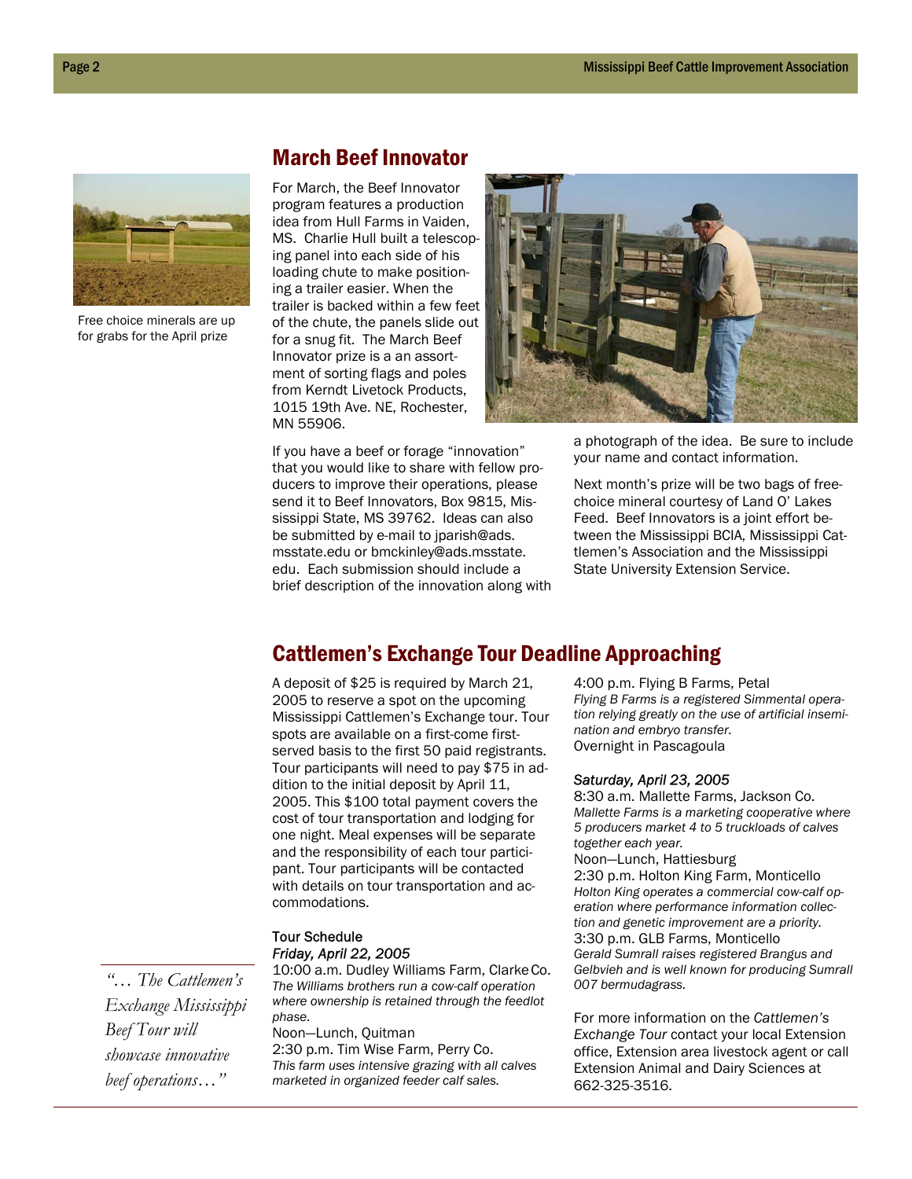Free choice minerals are up for grabs for the April prize

## March Beef Innovator

For March, the Beef Innovator program features a production idea from Hull Farms in Vaiden, MS. Charlie Hull built a telescoping panel into each side of his loading chute to make positioning a trailer easier. When the trailer is backed within a few feet of the chute, the panels slide out for a snug fit. The March Beef Innovator prize is a an assortment of sorting flags and poles from Kerndt Livetock Products, 1015 19th Ave. NE, Rochester, MN 55906.

If you have a beef or forage "innovation" that you would like to share with fellow producers to improve their operations, please send it to Beef Innovators, Box 9815, Mississippi State, MS 39762. Ideas can also be submitted by e-mail to jparish@ads.msstate.edu or bmckinley@ads.msstate.edu. Each submission should include a brief description of the innovation along with a photograph of the idea. Be sure to include your name and contact information.

Next month's prize will be two bags of free-choice mineral courtesy of Land O' Lakes Feed. Beef Innovators is a joint effort between the Mississippi BCIA, Mississippi Cattlemen's Association and the Mississippi State University Extension Service.

## Cattlemen's Exchange Tour Deadline Approaching

A deposit of $25 is required by March 21, 2005 to reserve a spot on the upcoming Mississippi Cattlemen's Exchange tour. Tour spots are available on a first-come first-served basis to the first 50 paid registrants. Tour participants will need to pay $75 in addition to the initial deposit by April 11, 2005. This $100 total payment covers the cost of tour transportation and lodging for one night. Meal expenses will be separate and the responsibility of each tour participant. Tour participants will be contacted with details on tour transportation and accommodations.

*"… The Cattlemen's Exchange Mississippi Beef Tour will showcase innovative beef operations…"*

Tour Schedule

*Friday, April 22, 2005*

10:00 a.m. Dudley Williams Farm, Clarke Co.
*The Williams brothers run a cow-calf operation where ownership is retained through the feedlot phase.*

Noon—Lunch, Quitman

2:30 p.m. Tim Wise Farm, Perry Co.
*This farm uses intensive grazing with all calves marketed in organized feeder calf sales.*

4:00 p.m. Flying B Farms, Petal
*Flying B Farms is a registered Simmental operation relying greatly on the use of artificial insemination and embryo transfer.*

Overnight in Pascagoula

*Saturday, April 23, 2005*

8:30 a.m. Mallette Farms, Jackson Co.
*Mallette Farms is a marketing cooperative where 5 producers market 4 to 5 truckloads of calves together each year.*

Noon—Lunch, Hattiesburg

2:30 p.m. Holton King Farm, Monticello
*Holton King operates a commercial cow-calf operation where performance information collection and genetic improvement are a priority.*

3:30 p.m. GLB Farms, Monticello
*Gerald Sumrall raises registered Brangus and Gelbvieh and is well known for producing Sumrall 007 bermudagrass.*

For more information on the *Cattlemen's Exchange Tour* contact your local Extension office, Extension area livestock agent or call Extension Animal and Dairy Sciences at 662-325-3516.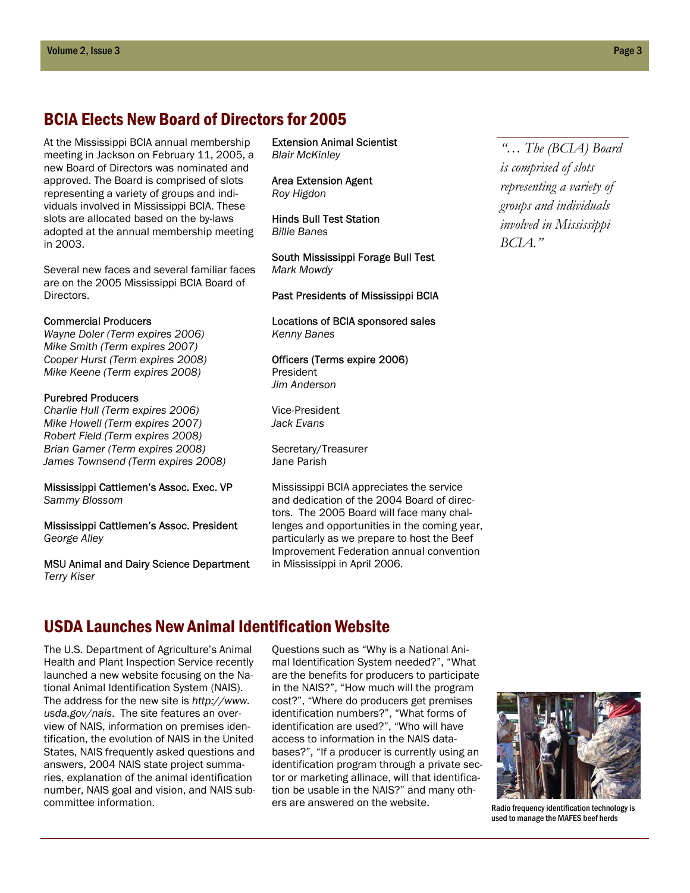## BCIA Elects New Board of Directors for 2005

At the Mississippi BCIA annual membership meeting in Jackson on February 11, 2005, a new Board of Directors was nominated and approved. The Board is comprised of slots representing a variety of groups and individuals involved in Mississippi BCIA. These slots are allocated based on the by-laws adopted at the annual membership meeting in 2003.

Several new faces and several familiar faces are on the 2005 Mississippi BCIA Board of Directors.

Commercial Producers
*Wayne Doler (Term expires 2006)*
*Mike Smith (Term expires 2007)*
*Cooper Hurst (Term expires 2008)*
*Mike Keene (Term expires 2008)*

Purebred Producers
*Charlie Hull (Term expires 2006)*
*Mike Howell (Term expires 2007)*
*Robert Field (Term expires 2008)*
*Brian Garner (Term expires 2008)*
*James Townsend (Term expires 2008)*

Mississippi Cattlemen's Assoc. Exec. VP
*Sammy Blossom*

Mississippi Cattlemen's Assoc. President
*George Alley*

MSU Animal and Dairy Science Department
*Terry Kiser*

Extension Animal Scientist
*Blair McKinley*

Area Extension Agent
*Roy Higdon*

Hinds Bull Test Station
*Billie Banes*

South Mississippi Forage Bull Test
*Mark Mowdy*

Past Presidents of Mississippi BCIA

Locations of BCIA sponsored sales
*Kenny Banes*

Officers (Terms expire 2006)
President
*Jim Anderson*

Vice-President
*Jack Evans*

Secretary/Treasurer
Jane Parish

Mississippi BCIA appreciates the service and dedication of the 2004 Board of directors. The 2005 Board will face many challenges and opportunities in the coming year, particularly as we prepare to host the Beef Improvement Federation annual convention in Mississippi in April 2006.

*"… The (BCIA) Board is comprised of slots representing a variety of groups and individuals involved in Mississippi BCIA."*

## USDA Launches New Animal Identification Website

The U.S. Department of Agriculture's Animal Health and Plant Inspection Service recently launched a new website focusing on the National Animal Identification System (NAIS). The address for the new site is *http://www.usda.gov/nais*. The site features an overview of NAIS, information on premises identification, the evolution of NAIS in the United States, NAIS frequently asked questions and answers, 2004 NAIS state project summaries, explanation of the animal identification number, NAIS goal and vision, and NAIS subcommittee information.

Questions such as "Why is a National Animal Identification System needed?", "What are the benefits for producers to participate in the NAIS?", "How much will the program cost?", "Where do producers get premises identification numbers?", "What forms of identification are used?", "Who will have access to information in the NAIS databases?", "If a producer is currently using an identification program through a private sector or marketing allinace, will that identification be usable in the NAIS?" and many others are answered on the website.

Radio frequency identification technology is used to manage the MAFES beef herds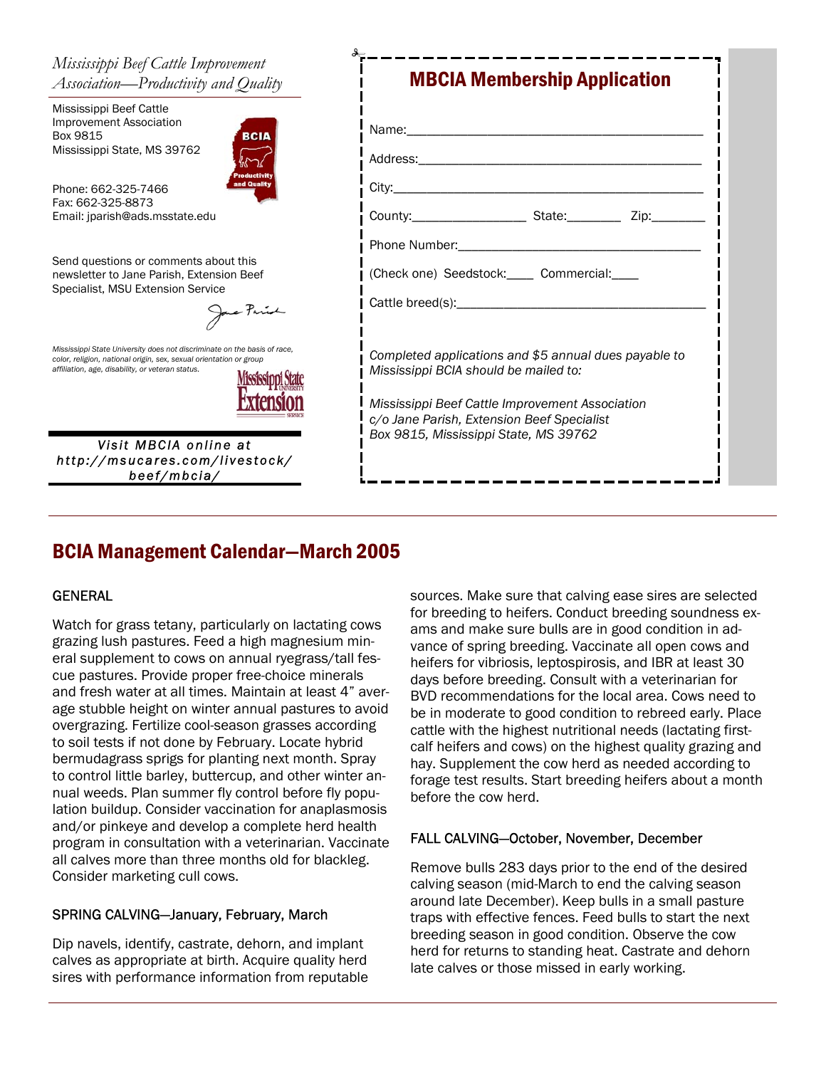*Mississippi Beef Cattle Improvement Association—Productivity and Quality*

Mississippi Beef Cattle Improvement Association
Box 9815
Mississippi State, MS 39762

Phone: 662-325-7466
Fax: 662-325-8873
Email: jparish@ads.msstate.edu

Send questions or comments about this newsletter to Jane Parish, Extension Beef Specialist, MSU Extension Service

*Mississippi State University does not discriminate on the basis of race, color, religion, national origin, sex, sexual orientation or group affiliation, age, disability, or veteran status.*

***Visit MBCIA online at http://msucares.com/livestock/beef/mbcia/***

## MBCIA Membership Application

Name:\_\_\_\_\_\_\_\_\_\_\_\_\_\_\_\_\_\_\_\_\_\_\_\_\_\_\_\_\_\_\_\_\_\_\_\_\_\_\_\_

Address:\_\_\_\_\_\_\_\_\_\_\_\_\_\_\_\_\_\_\_\_\_\_\_\_\_\_\_\_\_\_\_\_\_\_\_\_\_\_

City:\_\_\_\_\_\_\_\_\_\_\_\_\_\_\_\_\_\_\_\_\_\_\_\_\_\_\_\_\_\_\_\_\_\_\_\_\_\_\_\_\_

County:\_\_\_\_\_\_\_\_\_\_\_\_\_\_\_\_ State:\_\_\_\_\_\_\_\_ Zip:\_\_\_\_\_\_\_\_

Phone Number:\_\_\_\_\_\_\_\_\_\_\_\_\_\_\_\_\_\_\_\_\_\_\_\_\_\_\_\_\_\_\_\_\_\_

(Check one) Seedstock:\_\_\_\_ Commercial:\_\_\_\_

Cattle breed(s):\_\_\_\_\_\_\_\_\_\_\_\_\_\_\_\_\_\_\_\_\_\_\_\_\_\_\_\_\_\_\_\_\_\_

*Completed applications and $5 annual dues payable to Mississippi BCIA should be mailed to:*

*Mississippi Beef Cattle Improvement Association*
*c/o Jane Parish, Extension Beef Specialist*
*Box 9815, Mississippi State, MS 39762*

## BCIA Management Calendar—March 2005

### GENERAL

Watch for grass tetany, particularly on lactating cows grazing lush pastures. Feed a high magnesium mineral supplement to cows on annual ryegrass/tall fescue pastures. Provide proper free-choice minerals and fresh water at all times. Maintain at least 4" average stubble height on winter annual pastures to avoid overgrazing. Fertilize cool-season grasses according to soil tests if not done by February. Locate hybrid bermudagrass sprigs for planting next month. Spray to control little barley, buttercup, and other winter annual weeds. Plan summer fly control before fly population buildup. Consider vaccination for anaplasmosis and/or pinkeye and develop a complete herd health program in consultation with a veterinarian. Vaccinate all calves more than three months old for blackleg. Consider marketing cull cows.

### SPRING CALVING—January, February, March

Dip navels, identify, castrate, dehorn, and implant calves as appropriate at birth. Acquire quality herd sires with performance information from reputable sources. Make sure that calving ease sires are selected for breeding to heifers. Conduct breeding soundness exams and make sure bulls are in good condition in advance of spring breeding. Vaccinate all open cows and heifers for vibriosis, leptospirosis, and IBR at least 30 days before breeding. Consult with a veterinarian for BVD recommendations for the local area. Cows need to be in moderate to good condition to rebreed early. Place cattle with the highest nutritional needs (lactating first-calf heifers and cows) on the highest quality grazing and hay. Supplement the cow herd as needed according to forage test results. Start breeding heifers about a month before the cow herd.

### FALL CALVING—October, November, December

Remove bulls 283 days prior to the end of the desired calving season (mid-March to end the calving season around late December). Keep bulls in a small pasture traps with effective fences. Feed bulls to start the next breeding season in good condition. Observe the cow herd for returns to standing heat. Castrate and dehorn late calves or those missed in early working.